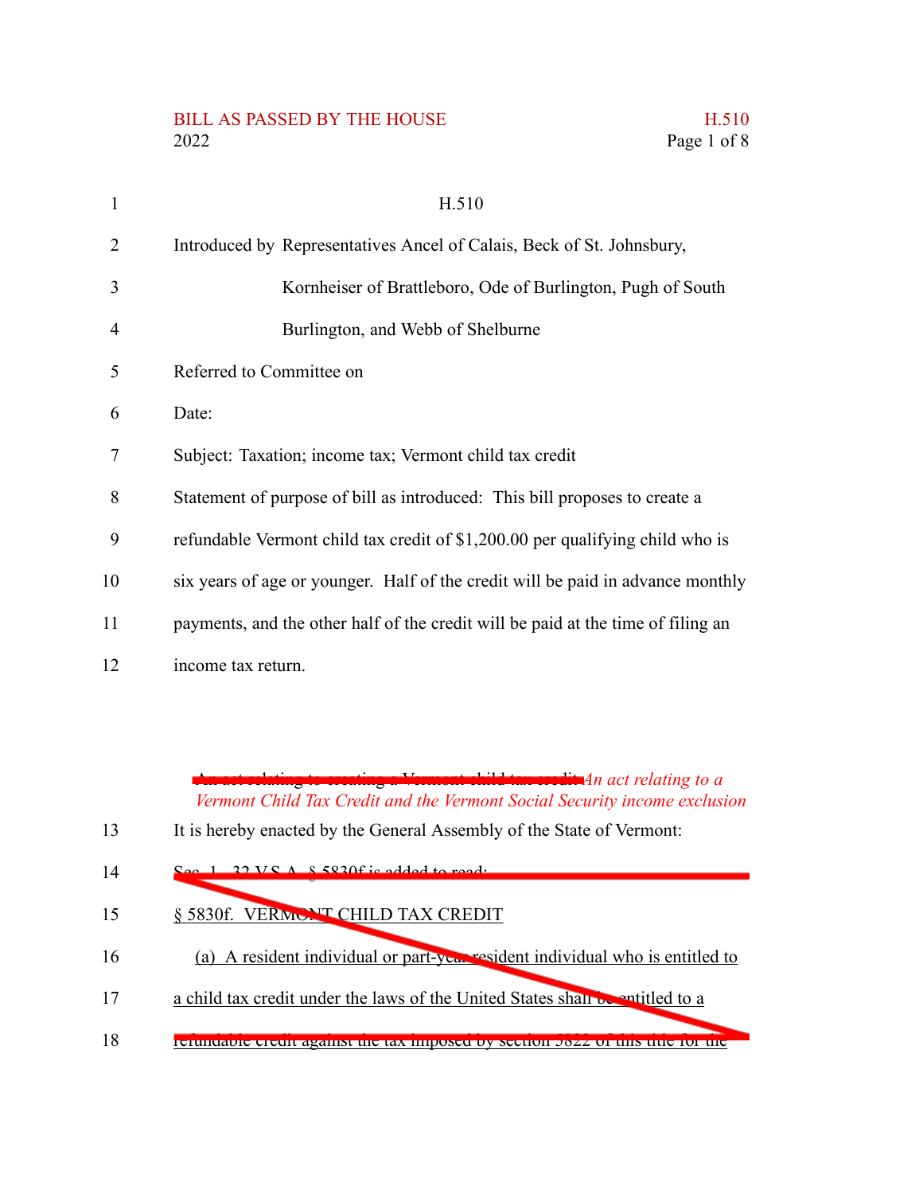BILL AS PASSED BY THE HOUSE

H.510

2022

H.510

Introduced by Representatives Ancel of Calais, Beck of St. Johnsbury, Kornheiser of Brattleboro, Ode of Burlington, Pugh of South Burlington, and Webb of Shelburne

Referred to Committee on

Date:

Subject: Taxation; income tax; Vermont child tax credit

Statement of purpose of bill as introduced: This bill proposes to create a refundable Vermont child tax credit of $1,200.00 per qualifying child who is six years of age or younger. Half of the credit will be paid in advance monthly payments, and the other half of the credit will be paid at the time of filing an income tax return.

~~An act relating to creating a Vermont child tax credit~~ *An act relating to a Vermont Child Tax Credit and the Vermont Social Security income exclusion*

It is hereby enacted by the General Assembly of the State of Vermont:

~~Sec. 1. 32 V.S.A. § 5830f is added to read:~~

~~§ 5830f. VERMONT CHILD TAX CREDIT~~

~~(a) A resident individual or part-year resident individual who is entitled to a child tax credit under the laws of the United States shall be entitled to a refundable credit against the tax imposed by section 5822 of this title for the~~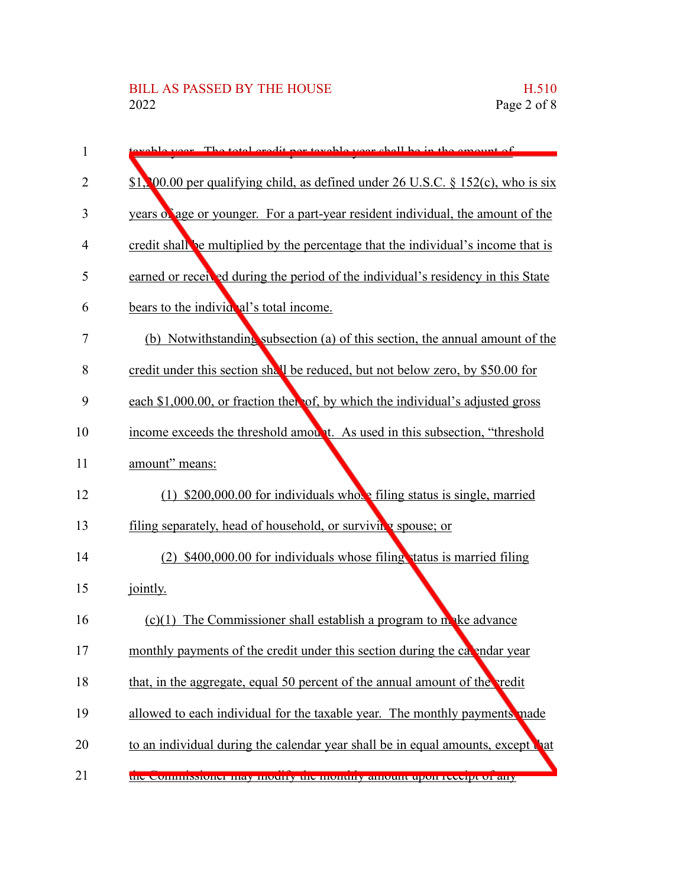taxable year. The total credit per taxable year shall be in the amount of $1,200.00 per qualifying child, as defined under 26 U.S.C. § 152(c), who is six years of age or younger. For a part-year resident individual, the amount of the credit shall be multiplied by the percentage that the individual's income that is earned or received during the period of the individual's residency in this State bears to the individual's total income.

(b) Notwithstanding subsection (a) of this section, the annual amount of the credit under this section shall be reduced, but not below zero, by $50.00 for each $1,000.00, or fraction thereof, by which the individual's adjusted gross income exceeds the threshold amount. As used in this subsection, "threshold amount" means:

(1) $200,000.00 for individuals whose filing status is single, married filing separately, head of household, or surviving spouse; or

(2) $400,000.00 for individuals whose filing status is married filing jointly.

(c)(1) The Commissioner shall establish a program to make advance monthly payments of the credit under this section during the calendar year that, in the aggregate, equal 50 percent of the annual amount of the credit allowed to each individual for the taxable year. The monthly payments made to an individual during the calendar year shall be in equal amounts, except that the Commissioner may modify the monthly amount upon receipt of any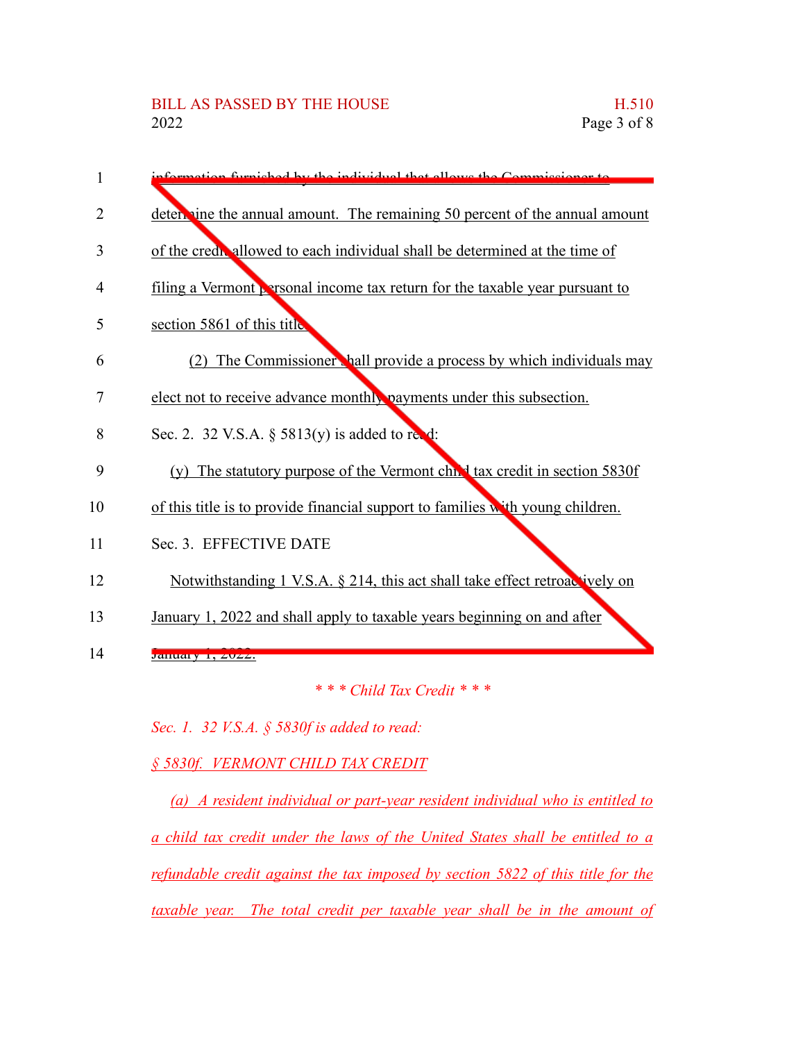information furnished by the individual that allows the Commissioner to determine the annual amount. The remaining 50 percent of the annual amount of the credit allowed to each individual shall be determined at the time of filing a Vermont personal income tax return for the taxable year pursuant to section 5861 of this title.

(2) The Commissioner shall provide a process by which individuals may elect not to receive advance monthly payments under this subsection.

Sec. 2. 32 V.S.A. § 5813(y) is added to read:

(y) The statutory purpose of the Vermont child tax credit in section 5830f of this title is to provide financial support to families with young children.

Sec. 3. EFFECTIVE DATE

Notwithstanding 1 V.S.A. § 214, this act shall take effect retroactively on January 1, 2022 and shall apply to taxable years beginning on and after January 1, 2022.

*\* \* \* Child Tax Credit \* \* \**

*Sec. 1. 32 V.S.A. § 5830f is added to read:*

*§ 5830f. VERMONT CHILD TAX CREDIT*

*(a) A resident individual or part-year resident individual who is entitled to a child tax credit under the laws of the United States shall be entitled to a refundable credit against the tax imposed by section 5822 of this title for the taxable year. The total credit per taxable year shall be in the amount of*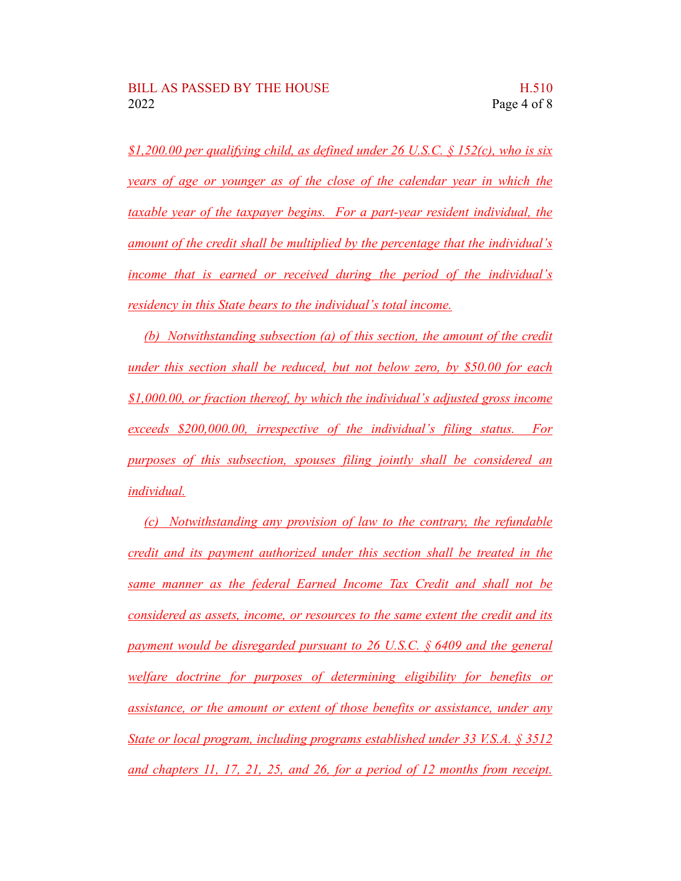$1,200.00 per qualifying child, as defined under 26 U.S.C. § 152(c), who is six years of age or younger as of the close of the calendar year in which the taxable year of the taxpayer begins. For a part-year resident individual, the amount of the credit shall be multiplied by the percentage that the individual's income that is earned or received during the period of the individual's residency in this State bears to the individual's total income.

(b) Notwithstanding subsection (a) of this section, the amount of the credit under this section shall be reduced, but not below zero, by $50.00 for each $1,000.00, or fraction thereof, by which the individual's adjusted gross income exceeds $200,000.00, irrespective of the individual's filing status. For purposes of this subsection, spouses filing jointly shall be considered an individual.

(c) Notwithstanding any provision of law to the contrary, the refundable credit and its payment authorized under this section shall be treated in the same manner as the federal Earned Income Tax Credit and shall not be considered as assets, income, or resources to the same extent the credit and its payment would be disregarded pursuant to 26 U.S.C. § 6409 and the general welfare doctrine for purposes of determining eligibility for benefits or assistance, or the amount or extent of those benefits or assistance, under any State or local program, including programs established under 33 V.S.A. § 3512 and chapters 11, 17, 21, 25, and 26, for a period of 12 months from receipt.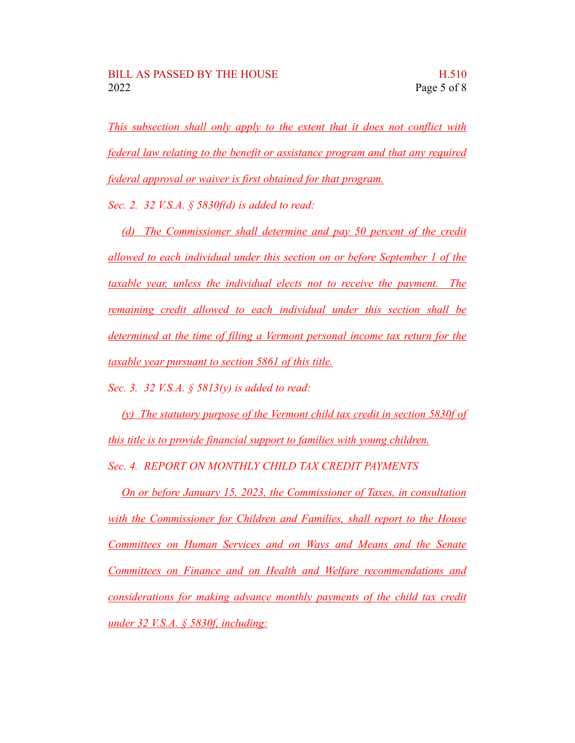*This subsection shall only apply to the extent that it does not conflict with federal law relating to the benefit or assistance program and that any required federal approval or waiver is first obtained for that program.*

*Sec. 2. 32 V.S.A. § 5830f(d) is added to read:*

*(d) The Commissioner shall determine and pay 50 percent of the credit allowed to each individual under this section on or before September 1 of the taxable year, unless the individual elects not to receive the payment. The remaining credit allowed to each individual under this section shall be determined at the time of filing a Vermont personal income tax return for the taxable year pursuant to section 5861 of this title.*

*Sec. 3. 32 V.S.A. § 5813(y) is added to read:*

*(y) The statutory purpose of the Vermont child tax credit in section 5830f of this title is to provide financial support to families with young children.*

*Sec. 4. REPORT ON MONTHLY CHILD TAX CREDIT PAYMENTS*

*On or before January 15, 2023, the Commissioner of Taxes, in consultation with the Commissioner for Children and Families, shall report to the House Committees on Human Services and on Ways and Means and the Senate Committees on Finance and on Health and Welfare recommendations and considerations for making advance monthly payments of the child tax credit under 32 V.S.A. § 5830f, including:*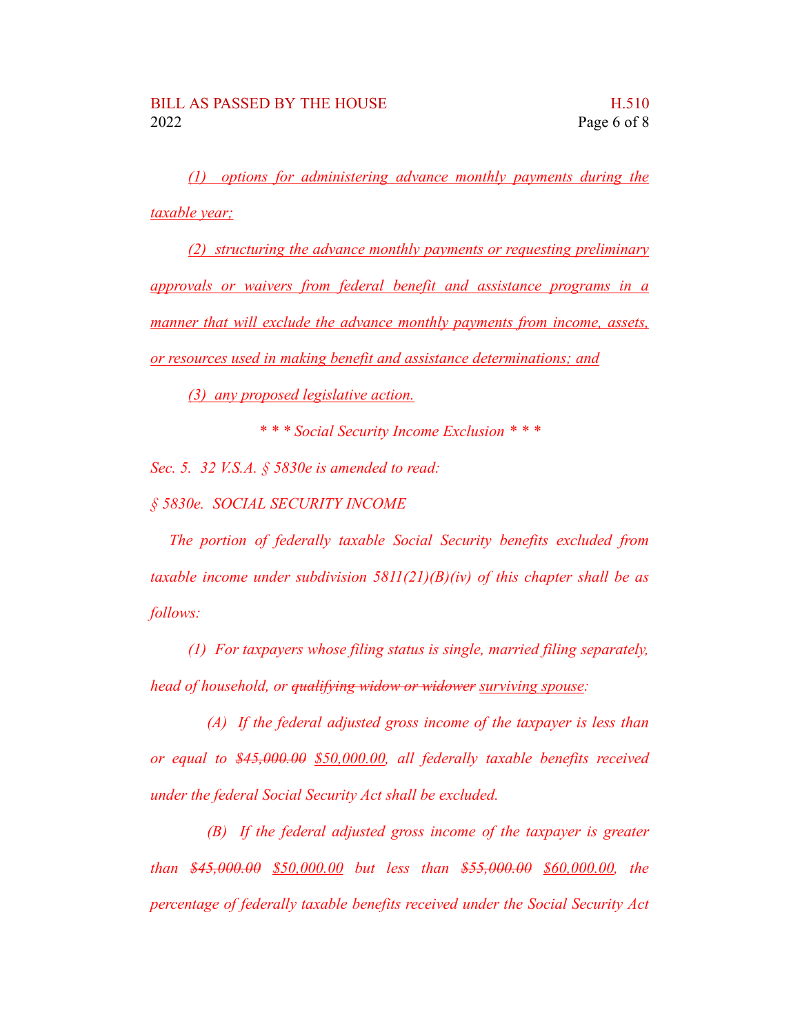(1) options for administering advance monthly payments during the taxable year;

(2) structuring the advance monthly payments or requesting preliminary approvals or waivers from federal benefit and assistance programs in a manner that will exclude the advance monthly payments from income, assets, or resources used in making benefit and assistance determinations; and

(3) any proposed legislative action.

*\* \* \* Social Security Income Exclusion \* \* \**

*Sec. 5. 32 V.S.A. § 5830e is amended to read:*

*§ 5830e. SOCIAL SECURITY INCOME*

*The portion of federally taxable Social Security benefits excluded from taxable income under subdivision 5811(21)(B)(iv) of this chapter shall be as follows:*

*(1) For taxpayers whose filing status is single, married filing separately, head of household, or ~~qualifying widow or widower~~ surviving spouse:*

*(A) If the federal adjusted gross income of the taxpayer is less than or equal to ~~$45,000.00~~ $50,000.00, all federally taxable benefits received under the federal Social Security Act shall be excluded.*

*(B) If the federal adjusted gross income of the taxpayer is greater than ~~$45,000.00~~ $50,000.00 but less than ~~$55,000.00~~ $60,000.00, the percentage of federally taxable benefits received under the Social Security Act*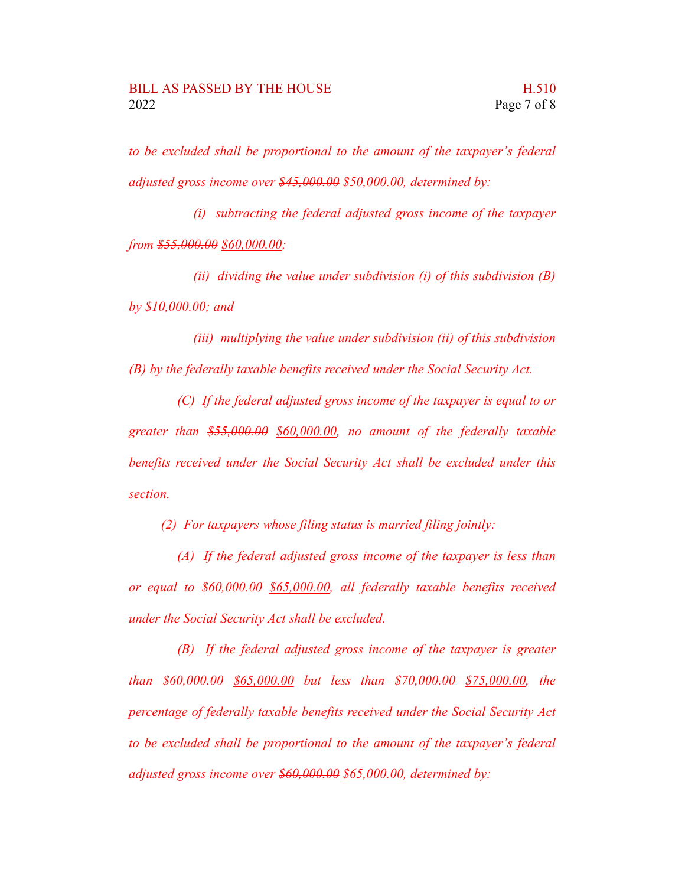*to be excluded shall be proportional to the amount of the taxpayer's federal adjusted gross income over ~~$45,000.00~~ <u>$50,000.00</u>, determined by:*

*(i) subtracting the federal adjusted gross income of the taxpayer from ~~$55,000.00~~ <u>$60,000.00</u>;*

*(ii) dividing the value under subdivision (i) of this subdivision (B) by $10,000.00; and*

*(iii) multiplying the value under subdivision (ii) of this subdivision (B) by the federally taxable benefits received under the Social Security Act.*

*(C) If the federal adjusted gross income of the taxpayer is equal to or greater than ~~$55,000.00~~ <u>$60,000.00</u>, no amount of the federally taxable benefits received under the Social Security Act shall be excluded under this section.*

*(2) For taxpayers whose filing status is married filing jointly:*

*(A) If the federal adjusted gross income of the taxpayer is less than or equal to ~~$60,000.00~~ <u>$65,000.00</u>, all federally taxable benefits received under the Social Security Act shall be excluded.*

*(B) If the federal adjusted gross income of the taxpayer is greater than ~~$60,000.00~~ <u>$65,000.00</u> but less than ~~$70,000.00~~ <u>$75,000.00</u>, the percentage of federally taxable benefits received under the Social Security Act to be excluded shall be proportional to the amount of the taxpayer's federal adjusted gross income over ~~$60,000.00~~ <u>$65,000.00</u>, determined by:*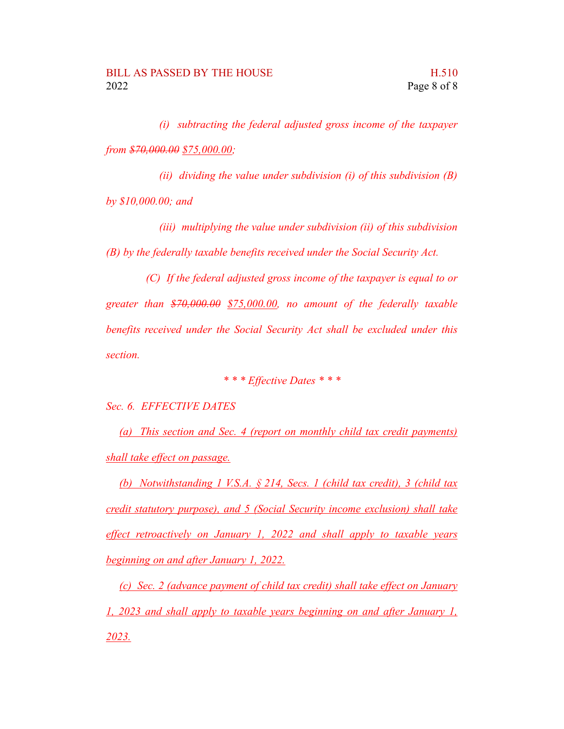*(i) subtracting the federal adjusted gross income of the taxpayer from ~~$70,000.00~~ <u>$75,000.00</u>;*

*(ii) dividing the value under subdivision (i) of this subdivision (B) by $10,000.00; and*

*(iii) multiplying the value under subdivision (ii) of this subdivision (B) by the federally taxable benefits received under the Social Security Act.*

*(C) If the federal adjusted gross income of the taxpayer is equal to or greater than ~~$70,000.00~~ <u>$75,000.00</u>, no amount of the federally taxable benefits received under the Social Security Act shall be excluded under this section.*

*\* \* \* Effective Dates \* \* \**

*Sec. 6. EFFECTIVE DATES*

*<u>(a) This section and Sec. 4 (report on monthly child tax credit payments) shall take effect on passage.</u>*

*<u>(b) Notwithstanding 1 V.S.A. § 214, Secs. 1 (child tax credit), 3 (child tax credit statutory purpose), and 5 (Social Security income exclusion) shall take effect retroactively on January 1, 2022 and shall apply to taxable years beginning on and after January 1, 2022.</u>*

*<u>(c) Sec. 2 (advance payment of child tax credit) shall take effect on January 1, 2023 and shall apply to taxable years beginning on and after January 1, 2023.</u>*